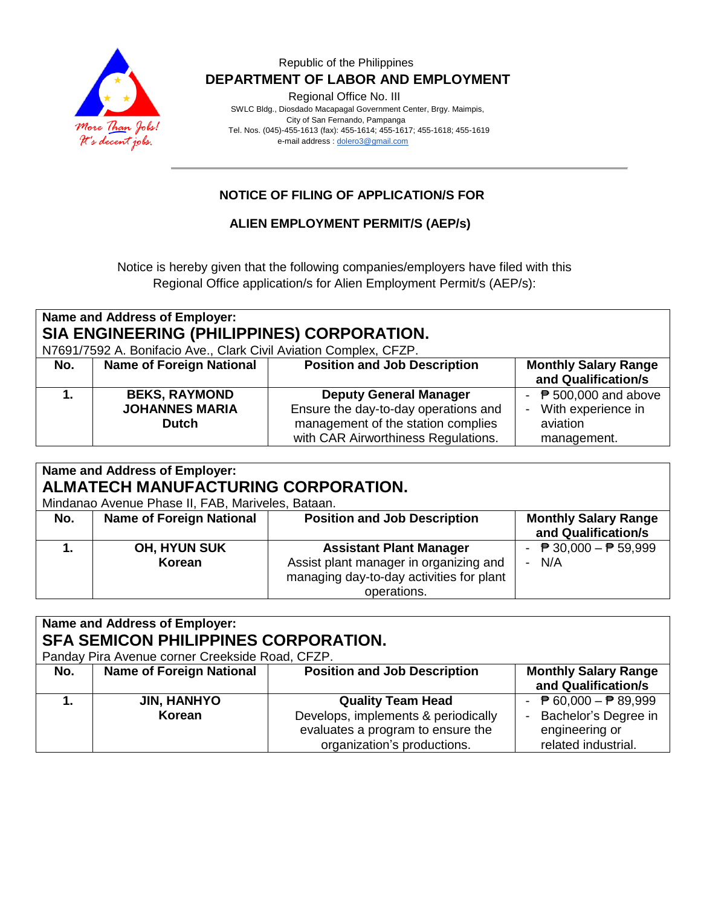Republic of the Philippines

**DEPARTMENT OF LABOR AND EMPLOYMENT**

Regional Office No. III

SWLC Bldg., Diosdado Macapagal Government Center, Brgy. Maimpis, City of San Fernando, Pampanga

Tel. Nos. (045)-455-1613 (fax): 455-1614; 455-1617; 455-1618; 455-1619

e-mail address : dolero3@gmail.com

---

## NOTICE OF FILING OF APPLICATION/S FOR

## ALIEN EMPLOYMENT PERMIT/S (AEP/s)

Notice is hereby given that the following companies/employers have filed with this Regional Office application/s for Alien Employment Permit/s (AEP/s):

**Name and Address of Employer:**
**SIA ENGINEERING (PHILIPPINES) CORPORATION.**
N7691/7592 A. Bonifacio Ave., Clark Civil Aviation Complex, CFZP.

| No. | Name of Foreign National | Position and Job Description | Monthly Salary Range and Qualification/s |
|---|---|---|---|
| **1.** | **BEKS, RAYMOND JOHANNES MARIA**<br>**Dutch** | **Deputy General Manager**<br>Ensure the day-to-day operations and management of the station complies with CAR Airworthiness Regulations. | - ₱ 500,000 and above<br>- With experience in aviation management. |

**Name and Address of Employer:**
**ALMATECH MANUFACTURING CORPORATION.**
Mindanao Avenue Phase II, FAB, Mariveles, Bataan.

| No. | Name of Foreign National | Position and Job Description | Monthly Salary Range and Qualification/s |
|---|---|---|---|
| **1.** | **OH, HYUN SUK**<br>**Korean** | **Assistant Plant Manager**<br>Assist plant manager in organizing and managing day-to-day activities for plant operations. | - ₱ 30,000 – ₱ 59,999<br>- N/A |

**Name and Address of Employer:**
**SFA SEMICON PHILIPPINES CORPORATION.**
Panday Pira Avenue corner Creekside Road, CFZP.

| No. | Name of Foreign National | Position and Job Description | Monthly Salary Range and Qualification/s |
|---|---|---|---|
| **1.** | **JIN, HANHYO**<br>**Korean** | **Quality Team Head**<br>Develops, implements & periodically evaluates a program to ensure the organization's productions. | - ₱ 60,000 – ₱ 89,999<br>- Bachelor's Degree in engineering or related industrial. |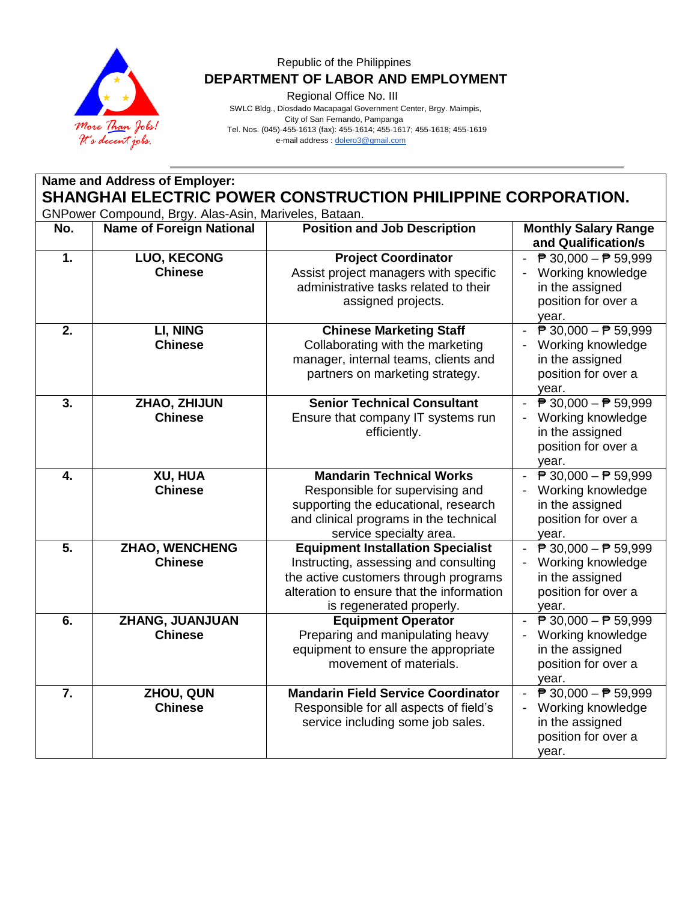Republic of the Philippines
**DEPARTMENT OF LABOR AND EMPLOYMENT**
Regional Office No. III
SWLC Bldg., Diosdado Macapagal Government Center, Brgy. Maimpis,
City of San Fernando, Pampanga
Tel. Nos. (045)-455-1613 (fax): 455-1614; 455-1617; 455-1618; 455-1619
e-mail address : dolero3@gmail.com

**Name and Address of Employer:**
## SHANGHAI ELECTRIC POWER CONSTRUCTION PHILIPPINE CORPORATION.
GNPower Compound, Brgy. Alas-Asin, Mariveles, Bataan.

| No. | Name of Foreign National | Position and Job Description | Monthly Salary Range and Qualification/s |
|---|---|---|---|
| **1.** | **LUO, KECONG** **Chinese** | **Project Coordinator** Assist project managers with specific administrative tasks related to their assigned projects. | - ₱ 30,000 – ₱ 59,999 - Working knowledge in the assigned position for over a year. |
| **2.** | **LI, NING** **Chinese** | **Chinese Marketing Staff** Collaborating with the marketing manager, internal teams, clients and partners on marketing strategy. | - ₱ 30,000 – ₱ 59,999 - Working knowledge in the assigned position for over a year. |
| **3.** | **ZHAO, ZHIJUN** **Chinese** | **Senior Technical Consultant** Ensure that company IT systems run efficiently. | - ₱ 30,000 – ₱ 59,999 - Working knowledge in the assigned position for over a year. |
| **4.** | **XU, HUA** **Chinese** | **Mandarin Technical Works** Responsible for supervising and supporting the educational, research and clinical programs in the technical service specialty area. | - ₱ 30,000 – ₱ 59,999 - Working knowledge in the assigned position for over a year. |
| **5.** | **ZHAO, WENCHENG** **Chinese** | **Equipment Installation Specialist** Instructing, assessing and consulting the active customers through programs alteration to ensure that the information is regenerated properly. | - ₱ 30,000 – ₱ 59,999 - Working knowledge in the assigned position for over a year. |
| **6.** | **ZHANG, JUANJUAN** **Chinese** | **Equipment Operator** Preparing and manipulating heavy equipment to ensure the appropriate movement of materials. | - ₱ 30,000 – ₱ 59,999 - Working knowledge in the assigned position for over a year. |
| **7.** | **ZHOU, QUN** **Chinese** | **Mandarin Field Service Coordinator** Responsible for all aspects of field's service including some job sales. | - ₱ 30,000 – ₱ 59,999 - Working knowledge in the assigned position for over a year. |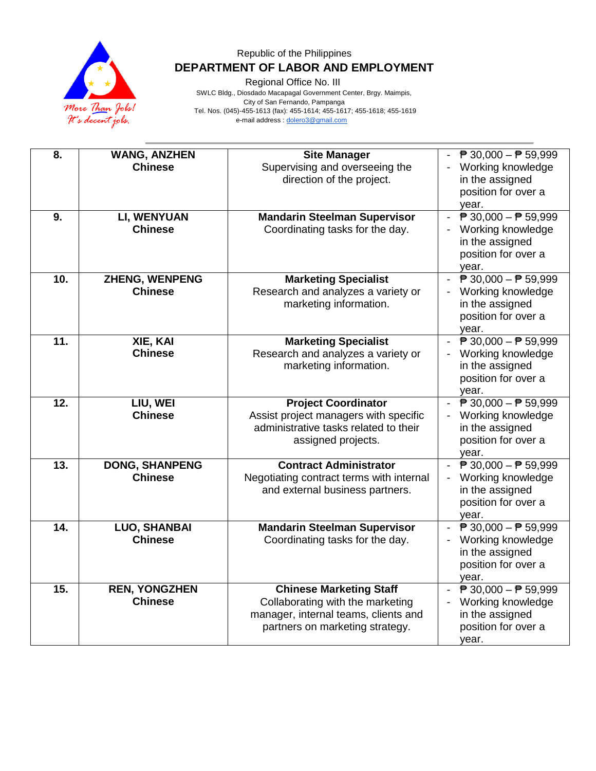Republic of the Philippines

**DEPARTMENT OF LABOR AND EMPLOYMENT**

Regional Office No. III

SWLC Bldg., Diosdado Macapagal Government Center, Brgy. Maimpis,
City of San Fernando, Pampanga
Tel. Nos. (045)-455-1613 (fax): 455-1614; 455-1617; 455-1618; 455-1619
e-mail address : dolero3@gmail.com

| | | | |
|---|---|---|---|
| **8.** | **WANG, ANZHEN**<br>**Chinese** | **Site Manager**<br>Supervising and overseeing the direction of the project. | - ₱ 30,000 – ₱ 59,999<br>- Working knowledge in the assigned position for over a year. |
| **9.** | **LI, WENYUAN**<br>**Chinese** | **Mandarin Steelman Supervisor**<br>Coordinating tasks for the day. | - ₱ 30,000 – ₱ 59,999<br>- Working knowledge in the assigned position for over a year. |
| **10.** | **ZHENG, WENPENG**<br>**Chinese** | **Marketing Specialist**<br>Research and analyzes a variety or marketing information. | - ₱ 30,000 – ₱ 59,999<br>- Working knowledge in the assigned position for over a year. |
| **11.** | **XIE, KAI**<br>**Chinese** | **Marketing Specialist**<br>Research and analyzes a variety or marketing information. | - ₱ 30,000 – ₱ 59,999<br>- Working knowledge in the assigned position for over a year. |
| **12.** | **LIU, WEI**<br>**Chinese** | **Project Coordinator**<br>Assist project managers with specific administrative tasks related to their assigned projects. | - ₱ 30,000 – ₱ 59,999<br>- Working knowledge in the assigned position for over a year. |
| **13.** | **DONG, SHANPENG**<br>**Chinese** | **Contract Administrator**<br>Negotiating contract terms with internal and external business partners. | - ₱ 30,000 – ₱ 59,999<br>- Working knowledge in the assigned position for over a year. |
| **14.** | **LUO, SHANBAI**<br>**Chinese** | **Mandarin Steelman Supervisor**<br>Coordinating tasks for the day. | - ₱ 30,000 – ₱ 59,999<br>- Working knowledge in the assigned position for over a year. |
| **15.** | **REN, YONGZHEN**<br>**Chinese** | **Chinese Marketing Staff**<br>Collaborating with the marketing manager, internal teams, clients and partners on marketing strategy. | - ₱ 30,000 – ₱ 59,999<br>- Working knowledge in the assigned position for over a year. |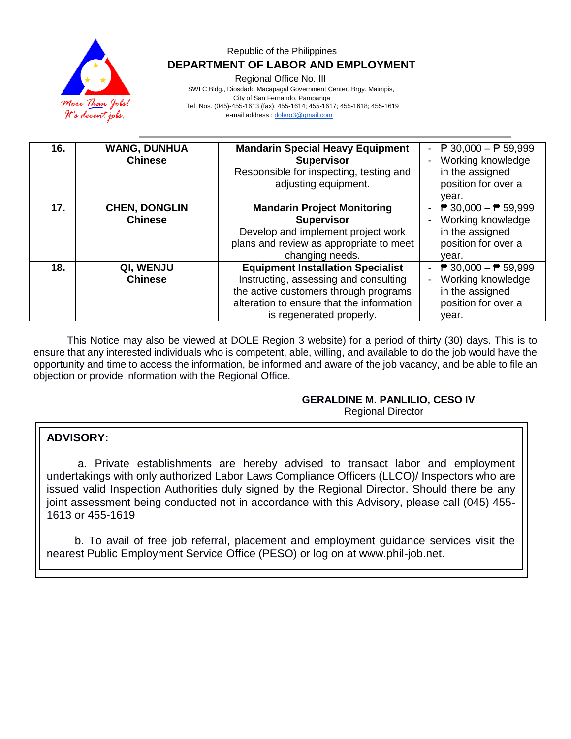Republic of the Philippines

**DEPARTMENT OF LABOR AND EMPLOYMENT**

Regional Office No. III

SWLC Bldg., Diosdado Macapagal Government Center, Brgy. Maimpis, City of San Fernando, Pampanga

Tel. Nos. (045)-455-1613 (fax): 455-1614; 455-1617; 455-1618; 455-1619

e-mail address : dolero3@gmail.com

| | | | |
|---|---|---|---|
| **16.** | **WANG, DUNHUA**<br>**Chinese** | **Mandarin Special Heavy Equipment Supervisor**<br>Responsible for inspecting, testing and adjusting equipment. | - ₱ 30,000 – ₱ 59,999<br>- Working knowledge in the assigned position for over a year. |
| **17.** | **CHEN, DONGLIN**<br>**Chinese** | **Mandarin Project Monitoring Supervisor**<br>Develop and implement project work plans and review as appropriate to meet changing needs. | - ₱ 30,000 – ₱ 59,999<br>- Working knowledge in the assigned position for over a year. |
| **18.** | **QI, WENJU**<br>**Chinese** | **Equipment Installation Specialist**<br>Instructing, assessing and consulting the active customers through programs alteration to ensure that the information is regenerated properly. | - ₱ 30,000 – ₱ 59,999<br>- Working knowledge in the assigned position for over a year. |

This Notice may also be viewed at DOLE Region 3 website) for a period of thirty (30) days. This is to ensure that any interested individuals who is competent, able, willing, and available to do the job would have the opportunity and time to access the information, be informed and aware of the job vacancy, and be able to file an objection or provide information with the Regional Office.

**GERALDINE M. PANLILIO, CESO IV**
Regional Director

**ADVISORY:**

a. Private establishments are hereby advised to transact labor and employment undertakings with only authorized Labor Laws Compliance Officers (LLCO)/ Inspectors who are issued valid Inspection Authorities duly signed by the Regional Director. Should there be any joint assessment being conducted not in accordance with this Advisory, please call (045) 455-1613 or 455-1619

b. To avail of free job referral, placement and employment guidance services visit the nearest Public Employment Service Office (PESO) or log on at www.phil-job.net.